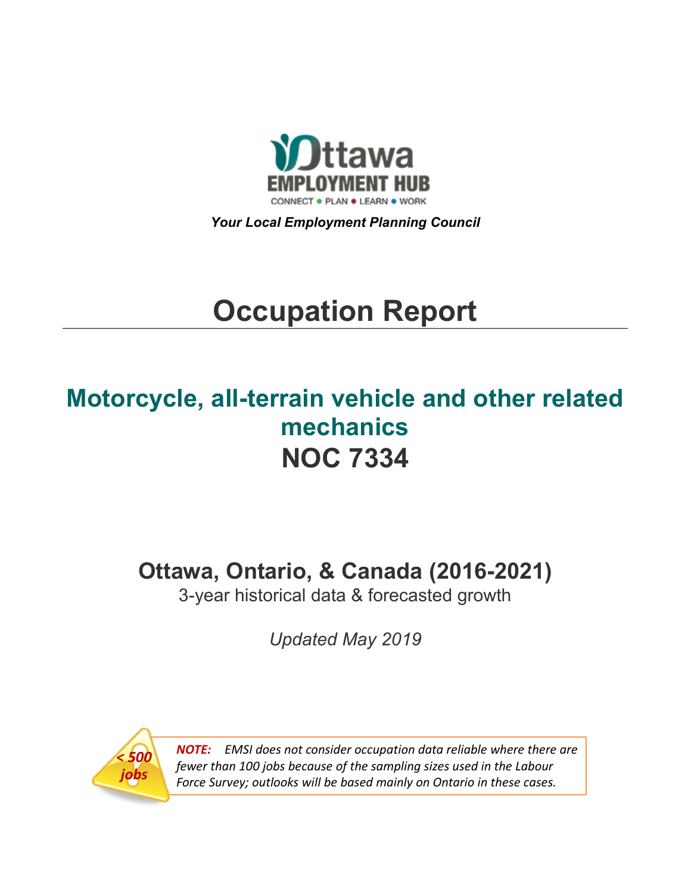Ottawa EMPLOYMENT HUB

CONNECT • PLAN • LEARN • WORK

***Your Local Employment Planning Council***

# Occupation Report

## Motorcycle, all-terrain vehicle and other related mechanics
## NOC 7334

### Ottawa, Ontario, & Canada (2016-2021)

3-year historical data & forecasted growth

*Updated May 2019*

*< 500 jobs*

***NOTE:*** *EMSI does not consider occupation data reliable where there are fewer than 100 jobs because of the sampling sizes used in the Labour Force Survey; outlooks will be based mainly on Ontario in these cases.*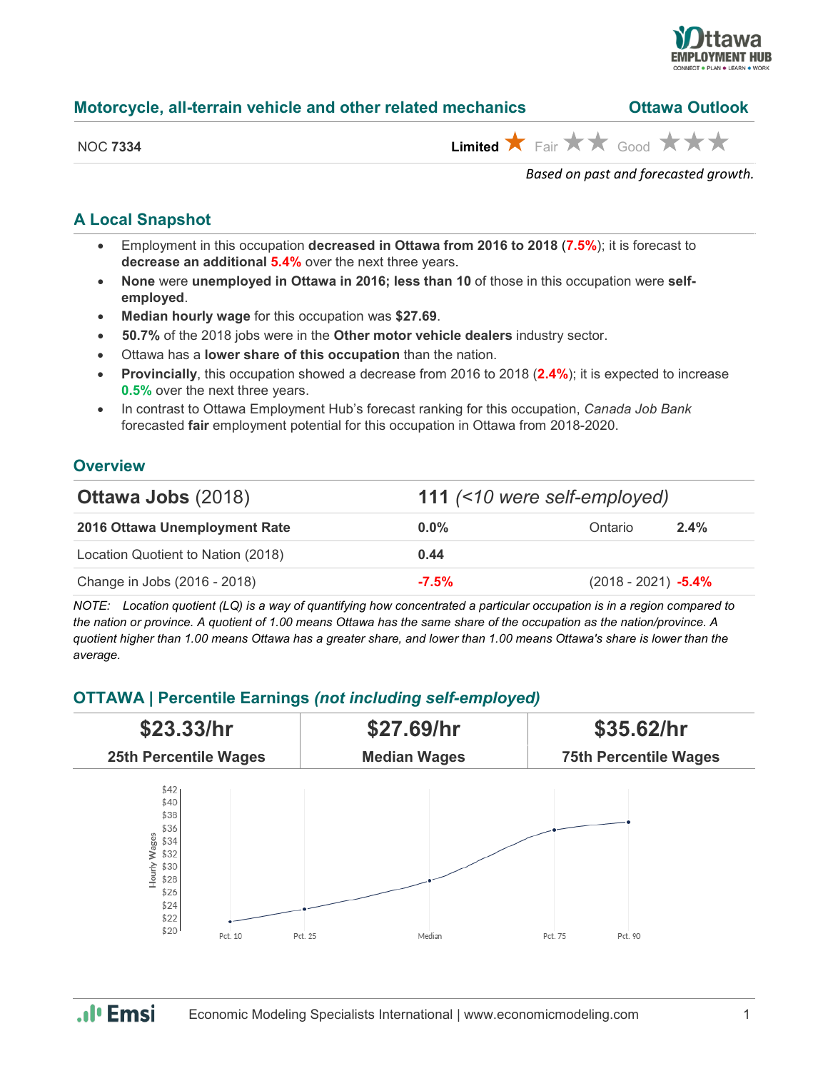## Motorcycle, all-terrain vehicle and other related mechanics — Ottawa Outlook

NOC **7334** — **Limited** ★ Fair ★★ Good ★★★

*Based on past and forecasted growth.*

## A Local Snapshot

- Employment in this occupation **decreased in Ottawa from 2016 to 2018** (**7.5%**); it is forecast to **decrease an additional 5.4%** over the next three years.
- **None** were **unemployed in Ottawa in 2016; less than 10** of those in this occupation were **self-employed**.
- **Median hourly wage** for this occupation was **$27.69**.
- **50.7%** of the 2018 jobs were in the **Other motor vehicle dealers** industry sector.
- Ottawa has a **lower share of this occupation** than the nation.
- **Provincially**, this occupation showed a decrease from 2016 to 2018 (**2.4%**); it is expected to increase **0.5%** over the next three years.
- In contrast to Ottawa Employment Hub's forecast ranking for this occupation, *Canada Job Bank* forecasted **fair** employment potential for this occupation in Ottawa from 2018-2020.

## Overview

| **Ottawa Jobs** (2018) | **111** *(<10 were self-employed)* | | |
|---|---|---|---|
| **2016 Ottawa Unemployment Rate** | **0.0%** | Ontario | **2.4%** |
| Location Quotient to Nation (2018) | **0.44** | | |
| Change in Jobs (2016 - 2018) | **-7.5%** | (2018 - 2021) | **-5.4%** |

*NOTE: Location quotient (LQ) is a way of quantifying how concentrated a particular occupation is in a region compared to the nation or province. A quotient of 1.00 means Ottawa has the same share of the occupation as the nation/province. A quotient higher than 1.00 means Ottawa has a greater share, and lower than 1.00 means Ottawa's share is lower than the average.*

## OTTAWA | Percentile Earnings *(not including self-employed)*

| $23.33/hr | $27.69/hr | $35.62/hr |
|---|---|---|
| 25th Percentile Wages | Median Wages | 75th Percentile Wages |

Economic Modeling Specialists International | www.economicmodeling.com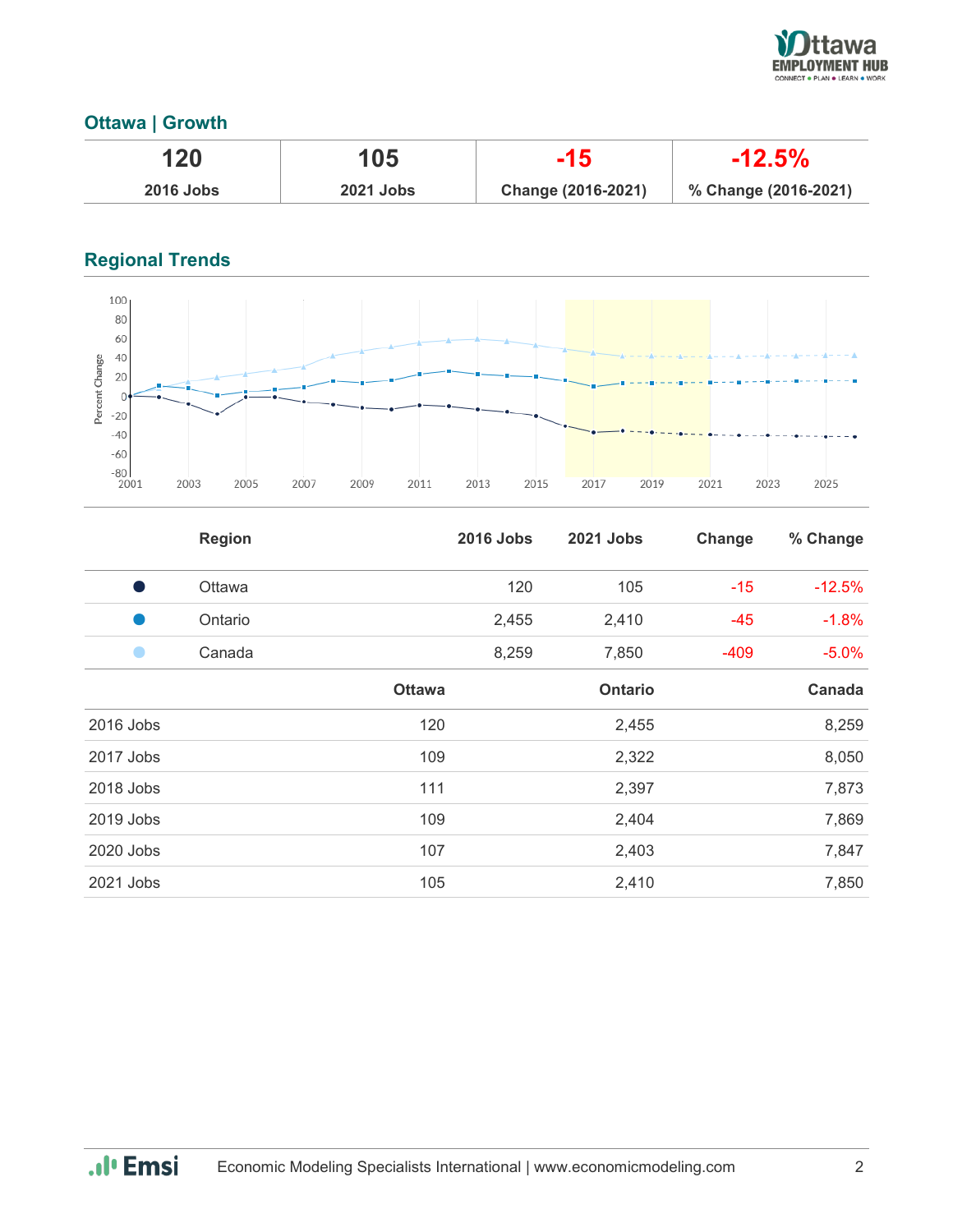## Ottawa | Growth

| 120 | 105 | -15 | -12.5% |
|---|---|---|---|
| 2016 Jobs | 2021 Jobs | Change (2016-2021) | % Change (2016-2021) |

## Regional Trends

| | Region | 2016 Jobs | 2021 Jobs | Change | % Change |
|---|---|---|---|---|---|
| ● | Ottawa | 120 | 105 | -15 | -12.5% |
| ● | Ontario | 2,455 | 2,410 | -45 | -1.8% |
| ● | Canada | 8,259 | 7,850 | -409 | -5.0% |

| | Ottawa | Ontario | Canada |
|---|---|---|---|
| 2016 Jobs | 120 | 2,455 | 8,259 |
| 2017 Jobs | 109 | 2,322 | 8,050 |
| 2018 Jobs | 111 | 2,397 | 7,873 |
| 2019 Jobs | 109 | 2,404 | 7,869 |
| 2020 Jobs | 107 | 2,403 | 7,847 |
| 2021 Jobs | 105 | 2,410 | 7,850 |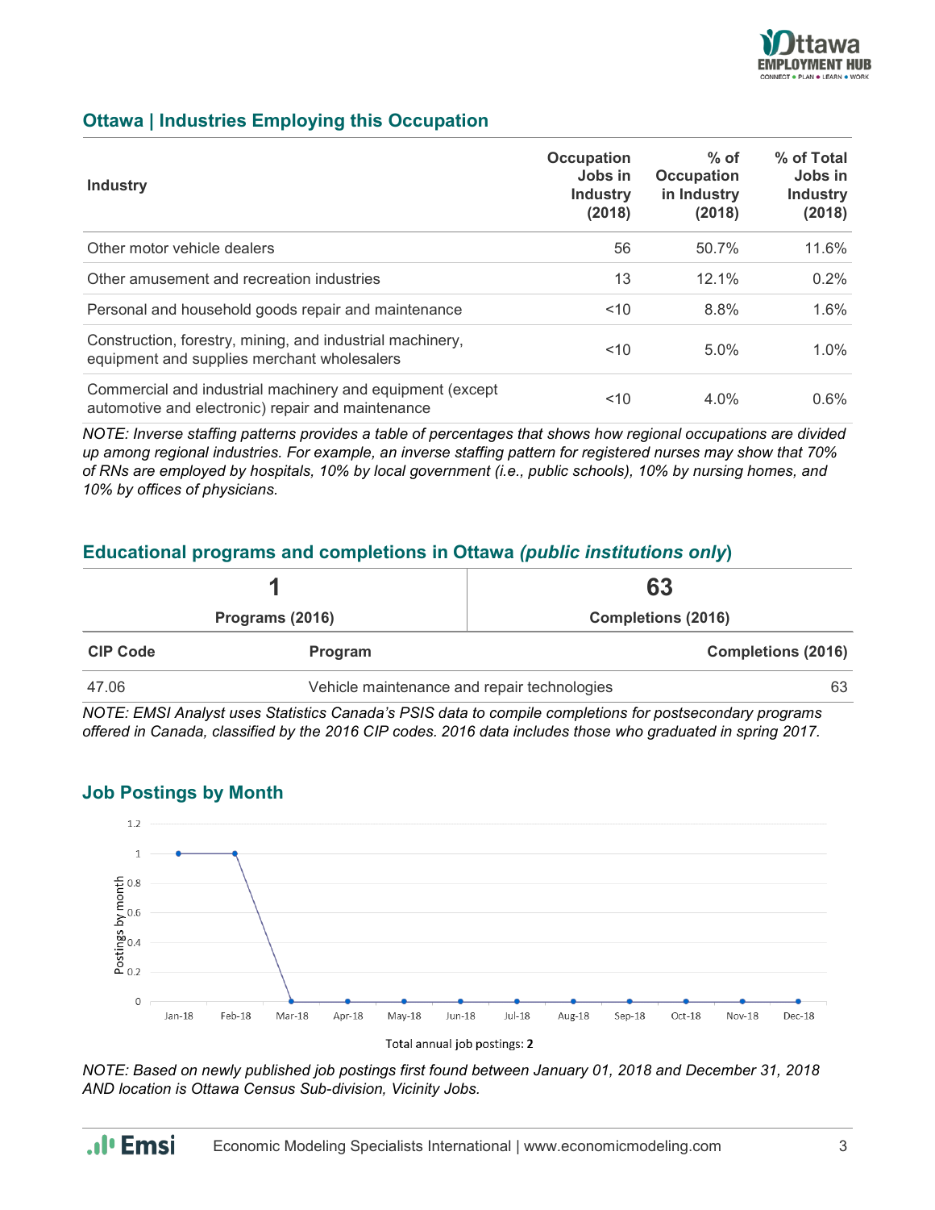## Ottawa | Industries Employing this Occupation

| Industry | Occupation Jobs in Industry (2018) | % of Occupation in Industry (2018) | % of Total Jobs in Industry (2018) |
|---|---|---|---|
| Other motor vehicle dealers | 56 | 50.7% | 11.6% |
| Other amusement and recreation industries | 13 | 12.1% | 0.2% |
| Personal and household goods repair and maintenance | <10 | 8.8% | 1.6% |
| Construction, forestry, mining, and industrial machinery, equipment and supplies merchant wholesalers | <10 | 5.0% | 1.0% |
| Commercial and industrial machinery and equipment (except automotive and electronic) repair and maintenance | <10 | 4.0% | 0.6% |

*NOTE: Inverse staffing patterns provides a table of percentages that shows how regional occupations are divided up among regional industries. For example, an inverse staffing pattern for registered nurses may show that 70% of RNs are employed by hospitals, 10% by local government (i.e., public schools), 10% by nursing homes, and 10% by offices of physicians.*

## Educational programs and completions in Ottawa *(public institutions only)*

| 1 | 63 |
|---|---|
| Programs (2016) | Completions (2016) |

| CIP Code | Program | Completions (2016) |
|---|---|---|
| 47.06 | Vehicle maintenance and repair technologies | 63 |

*NOTE: EMSI Analyst uses Statistics Canada's PSIS data to compile completions for postsecondary programs offered in Canada, classified by the 2016 CIP codes. 2016 data includes those who graduated in spring 2017.*

## Job Postings by Month

| Month | Postings by month |
|---|---|
| Jan-18 | 1 |
| Feb-18 | 1 |
| Mar-18 | 0 |
| Apr-18 | 0 |
| May-18 | 0 |
| Jun-18 | 0 |
| Jul-18 | 0 |
| Aug-18 | 0 |
| Sep-18 | 0 |
| Oct-18 | 0 |
| Nov-18 | 0 |
| Dec-18 | 0 |

Total annual job postings: **2**

*NOTE: Based on newly published job postings first found between January 01, 2018 and December 31, 2018 AND location is Ottawa Census Sub-division, Vicinity Jobs.*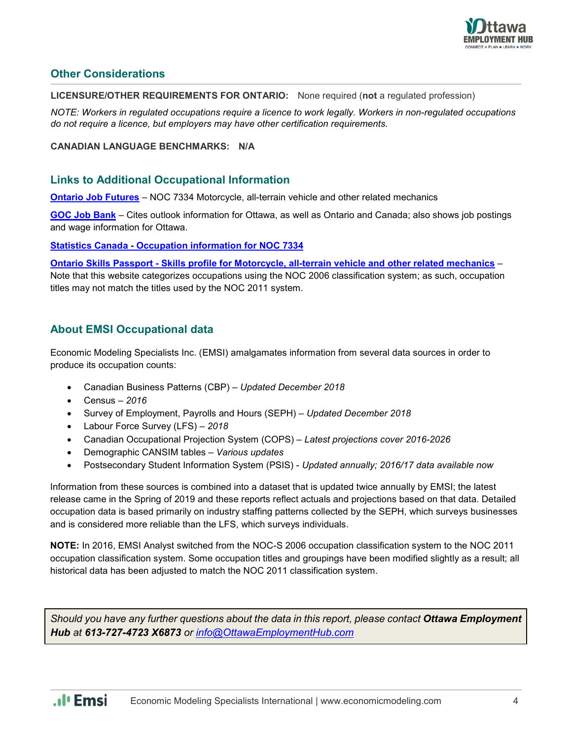## Other Considerations

**LICENSURE/OTHER REQUIREMENTS FOR ONTARIO:** None required (**not** a regulated profession)

*NOTE: Workers in regulated occupations require a licence to work legally. Workers in non-regulated occupations do not require a licence, but employers may have other certification requirements.*

**CANADIAN LANGUAGE BENCHMARKS: N/A**

## Links to Additional Occupational Information

**Ontario Job Futures** – NOC 7334 Motorcycle, all-terrain vehicle and other related mechanics

**GOC Job Bank** – Cites outlook information for Ottawa, as well as Ontario and Canada; also shows job postings and wage information for Ottawa.

**Statistics Canada - Occupation information for NOC 7334**

**Ontario Skills Passport - Skills profile for Motorcycle, all-terrain vehicle and other related mechanics** – Note that this website categorizes occupations using the NOC 2006 classification system; as such, occupation titles may not match the titles used by the NOC 2011 system.

## About EMSI Occupational data

Economic Modeling Specialists Inc. (EMSI) amalgamates information from several data sources in order to produce its occupation counts:

- Canadian Business Patterns (CBP) – *Updated December 2018*
- Census – *2016*
- Survey of Employment, Payrolls and Hours (SEPH) – *Updated December 2018*
- Labour Force Survey (LFS) – *2018*
- Canadian Occupational Projection System (COPS) – *Latest projections cover 2016-2026*
- Demographic CANSIM tables – *Various updates*
- Postsecondary Student Information System (PSIS) - *Updated annually; 2016/17 data available now*

Information from these sources is combined into a dataset that is updated twice annually by EMSI; the latest release came in the Spring of 2019 and these reports reflect actuals and projections based on that data. Detailed occupation data is based primarily on industry staffing patterns collected by the SEPH, which surveys businesses and is considered more reliable than the LFS, which surveys individuals.

**NOTE:** In 2016, EMSI Analyst switched from the NOC-S 2006 occupation classification system to the NOC 2011 occupation classification system. Some occupation titles and groupings have been modified slightly as a result; all historical data has been adjusted to match the NOC 2011 classification system.

*Should you have any further questions about the data in this report, please contact **Ottawa Employment Hub** at **613-727-4723 X6873** or info@OttawaEmploymentHub.com*